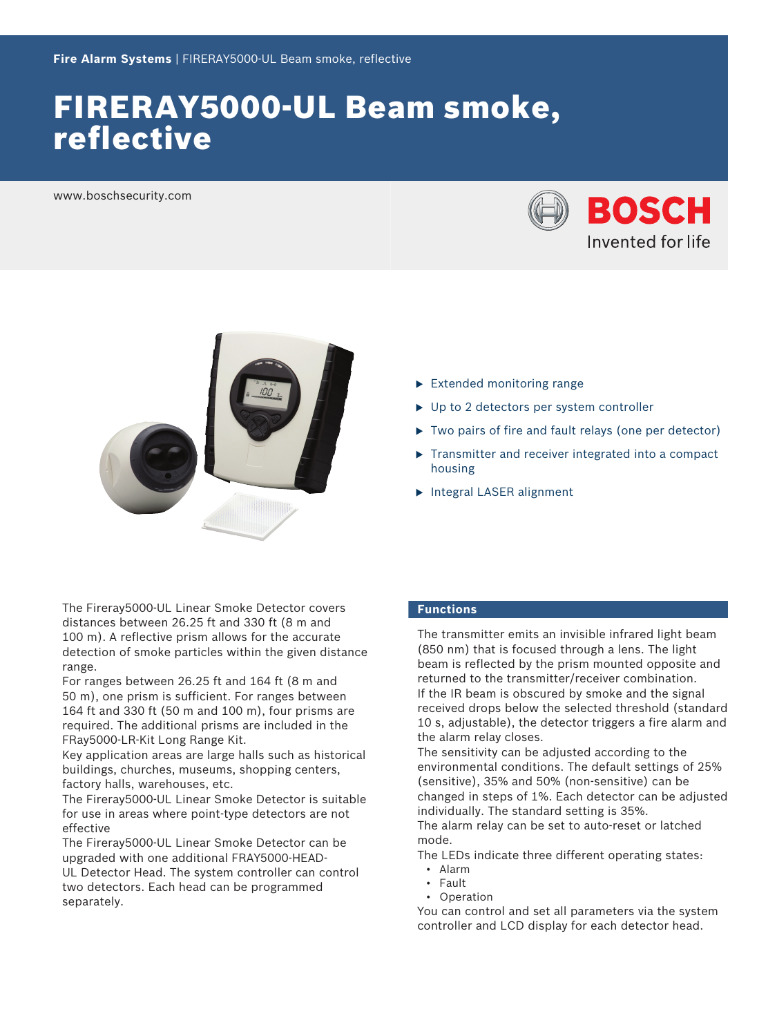Fire Alarm Systems | FIRERAY5000-UL Beam smoke, reflective

# FIRERAY5000-UL Beam smoke, reflective

www.boschsecurity.com

- Extended monitoring range
- Up to 2 detectors per system controller
- Two pairs of fire and fault relays (one per detector)
- Transmitter and receiver integrated into a compact housing
- Integral LASER alignment

The Fireray5000-UL Linear Smoke Detector covers distances between 26.25 ft and 330 ft (8 m and 100 m). A reflective prism allows for the accurate detection of smoke particles within the given distance range.
For ranges between 26.25 ft and 164 ft (8 m and 50 m), one prism is sufficient. For ranges between 164 ft and 330 ft (50 m and 100 m), four prisms are required. The additional prisms are included in the FRay5000-LR-Kit Long Range Kit.
Key application areas are large halls such as historical buildings, churches, museums, shopping centers, factory halls, warehouses, etc.
The Fireray5000-UL Linear Smoke Detector is suitable for use in areas where point-type detectors are not effective
The Fireray5000-UL Linear Smoke Detector can be upgraded with one additional FRAY5000-HEAD-UL Detector Head. The system controller can control two detectors. Each head can be programmed separately.

## Functions

The transmitter emits an invisible infrared light beam (850 nm) that is focused through a lens. The light beam is reflected by the prism mounted opposite and returned to the transmitter/receiver combination.
If the IR beam is obscured by smoke and the signal received drops below the selected threshold (standard 10 s, adjustable), the detector triggers a fire alarm and the alarm relay closes.
The sensitivity can be adjusted according to the environmental conditions. The default settings of 25% (sensitive), 35% and 50% (non-sensitive) can be changed in steps of 1%. Each detector can be adjusted individually. The standard setting is 35%.
The alarm relay can be set to auto-reset or latched mode.
The LEDs indicate three different operating states:

- Alarm
- Fault
- Operation

You can control and set all parameters via the system controller and LCD display for each detector head.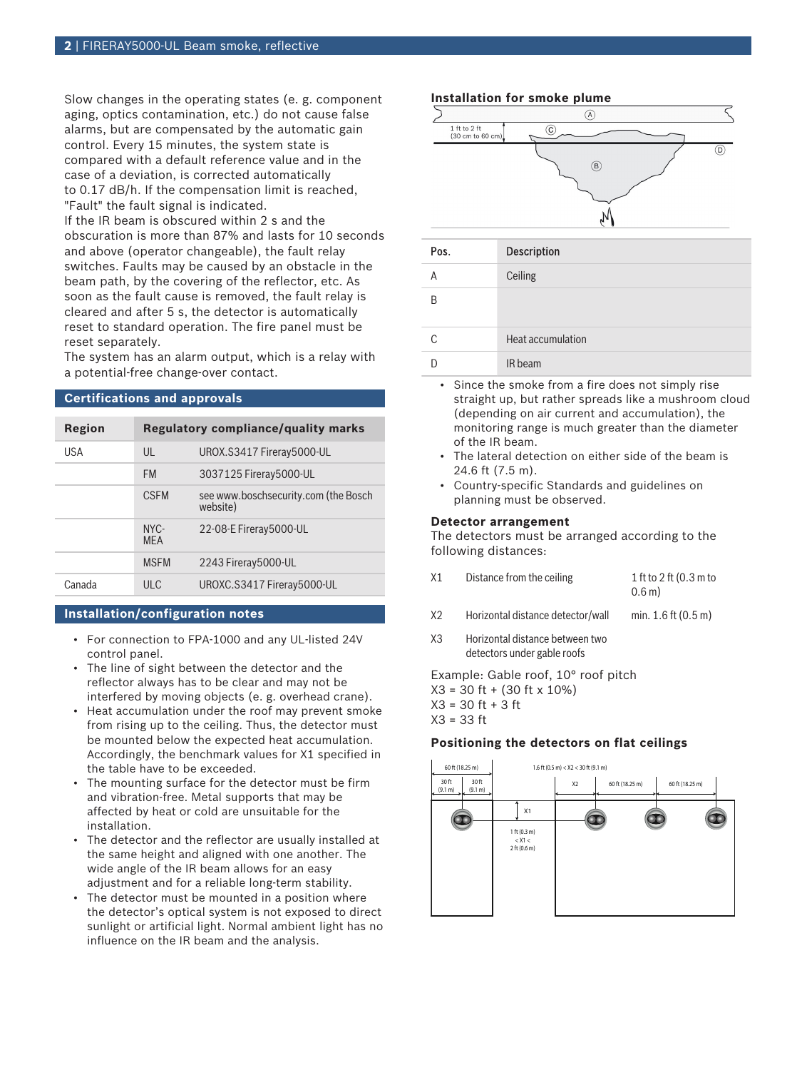Slow changes in the operating states (e. g. component aging, optics contamination, etc.) do not cause false alarms, but are compensated by the automatic gain control. Every 15 minutes, the system state is compared with a default reference value and in the case of a deviation, is corrected automatically to 0.17 dB/h. If the compensation limit is reached, "Fault" the fault signal is indicated.
If the IR beam is obscured within 2 s and the obscuration is more than 87% and lasts for 10 seconds and above (operator changeable), the fault relay switches. Faults may be caused by an obstacle in the beam path, by the covering of the reflector, etc. As soon as the fault cause is removed, the fault relay is cleared and after 5 s, the detector is automatically reset to standard operation. The fire panel must be reset separately.
The system has an alarm output, which is a relay with a potential-free change-over contact.

## Certifications and approvals

| Region | Regulatory compliance/quality marks | |
|---|---|---|
| USA | UL | UROX.S3417 Fireray5000-UL |
| | FM | 3037125 Fireray5000-UL |
| | CSFM | see www.boschsecurity.com (the Bosch website) |
| | NYC-MEA | 22-08-E Fireray5000-UL |
| | MSFM | 2243 Fireray5000-UL |
| Canada | ULC | UROXC.S3417 Fireray5000-UL |

## Installation/configuration notes

- For connection to FPA-1000 and any UL-listed 24V control panel.
- The line of sight between the detector and the reflector always has to be clear and may not be interfered by moving objects (e. g. overhead crane).
- Heat accumulation under the roof may prevent smoke from rising up to the ceiling. Thus, the detector must be mounted below the expected heat accumulation. Accordingly, the benchmark values for X1 specified in the table have to be exceeded.
- The mounting surface for the detector must be firm and vibration-free. Metal supports that may be affected by heat or cold are unsuitable for the installation.
- The detector and the reflector are usually installed at the same height and aligned with one another. The wide angle of the IR beam allows for an easy adjustment and for a reliable long-term stability.
- The detector must be mounted in a position where the detector's optical system is not exposed to direct sunlight or artificial light. Normal ambient light has no influence on the IR beam and the analysis.

### Installation for smoke plume

| Pos. | Description |
|---|---|
| A | Ceiling |
| B | |
| C | Heat accumulation |
| D | IR beam |

- Since the smoke from a fire does not simply rise straight up, but rather spreads like a mushroom cloud (depending on air current and accumulation), the monitoring range is much greater than the diameter of the IR beam.
- The lateral detection on either side of the beam is 24.6 ft (7.5 m).
- Country-specific Standards and guidelines on planning must be observed.

### Detector arrangement

The detectors must be arranged according to the following distances:

| | | |
|---|---|---|
| X1 | Distance from the ceiling | 1 ft to 2 ft (0.3 m to 0.6 m) |
| X2 | Horizontal distance detector/wall | min. 1.6 ft (0.5 m) |
| X3 | Horizontal distance between two detectors under gable roofs | |

Example: Gable roof, 10° roof pitch
X3 = 30 ft + (30 ft x 10%)
X3 = 30 ft + 3 ft
X3 = 33 ft

### Positioning the detectors on flat ceilings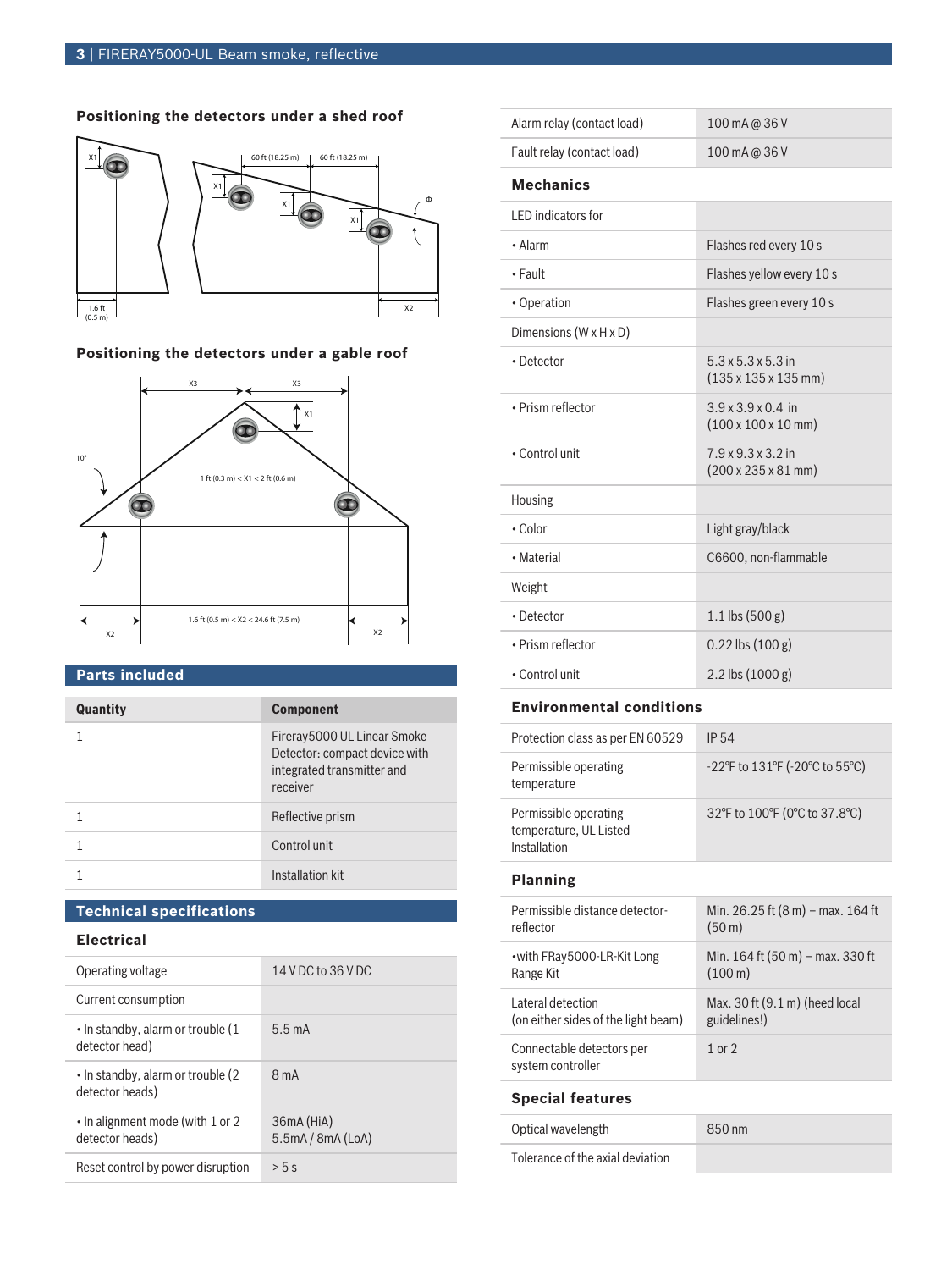### Positioning the detectors under a shed roof

### Positioning the detectors under a gable roof

## Parts included

| Quantity | Component |
|---|---|
| 1 | Fireray5000 UL Linear Smoke Detector: compact device with integrated transmitter and receiver |
| 1 | Reflective prism |
| 1 | Control unit |
| 1 | Installation kit |

## Technical specifications

### Electrical

| | |
|---|---|
| Operating voltage | 14 V DC to 36 V DC |
| Current consumption | |
| • In standby, alarm or trouble (1 detector head) | 5.5 mA |
| • In standby, alarm or trouble (2 detector heads) | 8 mA |
| • In alignment mode (with 1 or 2 detector heads) | 36mA (HiA)<br>5.5mA / 8mA (LoA) |
| Reset control by power disruption | > 5 s |
| Alarm relay (contact load) | 100 mA @ 36 V |
| Fault relay (contact load) | 100 mA @ 36 V |

### Mechanics

| | |
|---|---|
| LED indicators for | |
| • Alarm | Flashes red every 10 s |
| • Fault | Flashes yellow every 10 s |
| • Operation | Flashes green every 10 s |
| Dimensions (W x H x D) | |
| • Detector | 5.3 x 5.3 x 5.3 in<br>(135 x 135 x 135 mm) |
| • Prism reflector | 3.9 x 3.9 x 0.4 in<br>(100 x 100 x 10 mm) |
| • Control unit | 7.9 x 9.3 x 3.2 in<br>(200 x 235 x 81 mm) |
| Housing | |
| • Color | Light gray/black |
| • Material | C6600, non-flammable |
| Weight | |
| • Detector | 1.1 lbs (500 g) |
| • Prism reflector | 0.22 lbs (100 g) |
| • Control unit | 2.2 lbs (1000 g) |

### Environmental conditions

| | |
|---|---|
| Protection class as per EN 60529 | IP 54 |
| Permissible operating temperature | -22°F to 131°F (-20°C to 55°C) |
| Permissible operating temperature, UL Listed Installation | 32°F to 100°F (0°C to 37.8°C) |

### Planning

| | |
|---|---|
| Permissible distance detector-reflector | Min. 26.25 ft (8 m) – max. 164 ft (50 m) |
| •with FRay5000-LR-Kit Long Range Kit | Min. 164 ft (50 m) – max. 330 ft (100 m) |
| Lateral detection (on either sides of the light beam) | Max. 30 ft (9.1 m) (heed local guidelines!) |
| Connectable detectors per system controller | 1 or 2 |

### Special features

| | |
|---|---|
| Optical wavelength | 850 nm |
| Tolerance of the axial deviation | |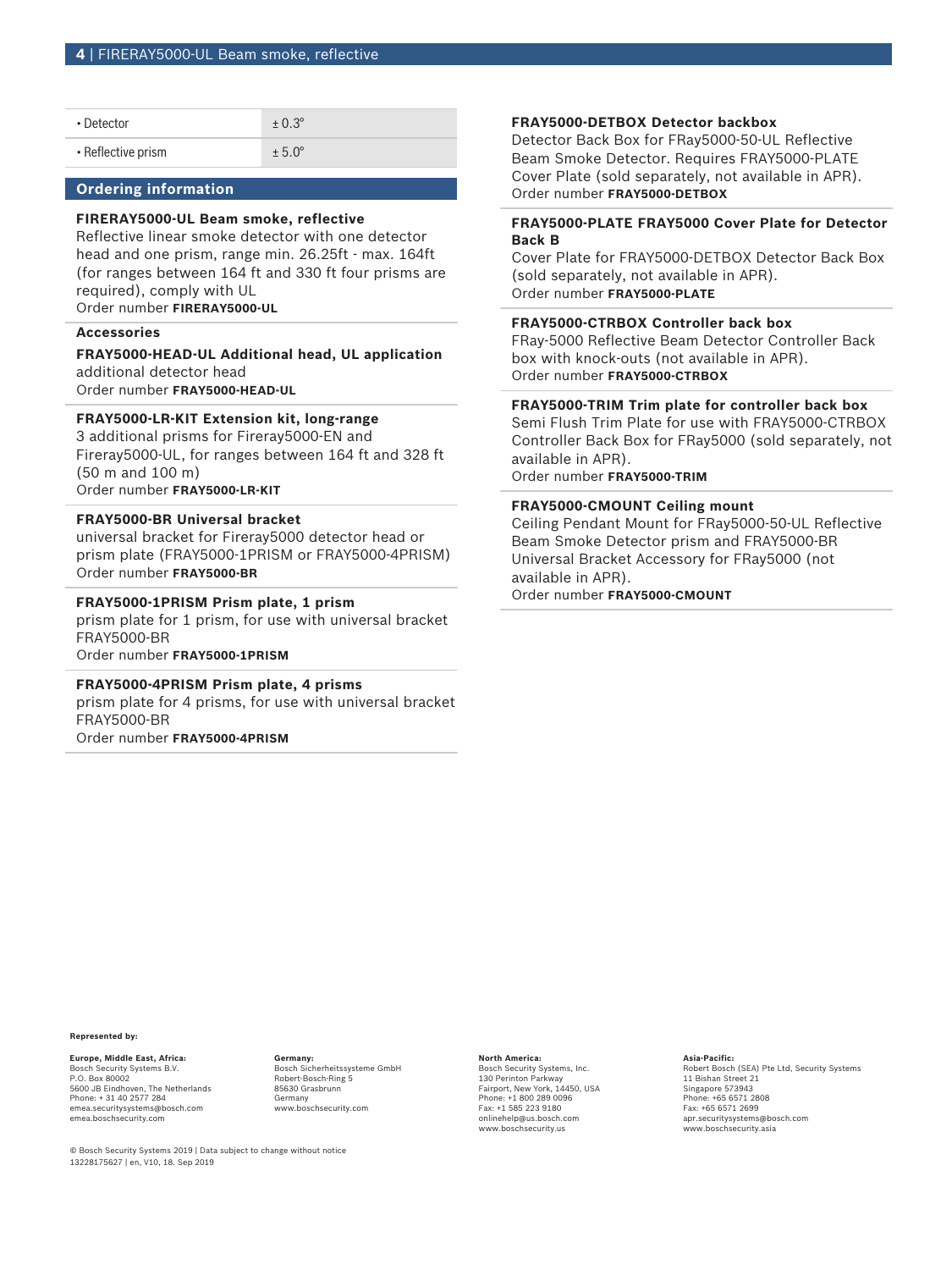| | |
|---|---|
| • Detector | ± 0.3° |
| • Reflective prism | ± 5.0° |

## Ordering information

**FIRERAY5000-UL Beam smoke, reflective**
Reflective linear smoke detector with one detector head and one prism, range min. 26.25ft - max. 164ft (for ranges between 164 ft and 330 ft four prisms are required), comply with UL
Order number **FIRERAY5000-UL**

### Accessories

**FRAY5000-HEAD-UL Additional head, UL application**
additional detector head
Order number **FRAY5000-HEAD-UL**

**FRAY5000-LR-KIT Extension kit, long-range**
3 additional prisms for Fireray5000-EN and Fireray5000-UL, for ranges between 164 ft and 328 ft (50 m and 100 m)
Order number **FRAY5000-LR-KIT**

**FRAY5000-BR Universal bracket**
universal bracket for Fireray5000 detector head or prism plate (FRAY5000-1PRISM or FRAY5000-4PRISM)
Order number **FRAY5000-BR**

**FRAY5000-1PRISM Prism plate, 1 prism**
prism plate for 1 prism, for use with universal bracket FRAY5000-BR
Order number **FRAY5000-1PRISM**

**FRAY5000-4PRISM Prism plate, 4 prisms**
prism plate for 4 prisms, for use with universal bracket FRAY5000-BR
Order number **FRAY5000-4PRISM**

**FRAY5000-DETBOX Detector backbox**
Detector Back Box for FRay5000-50-UL Reflective Beam Smoke Detector. Requires FRAY5000-PLATE Cover Plate (sold separately, not available in APR).
Order number **FRAY5000-DETBOX**

**FRAY5000-PLATE FRAY5000 Cover Plate for Detector Back B**
Cover Plate for FRAY5000-DETBOX Detector Back Box (sold separately, not available in APR).
Order number **FRAY5000-PLATE**

**FRAY5000-CTRBOX Controller back box**
FRay-5000 Reflective Beam Detector Controller Back box with knock-outs (not available in APR).
Order number **FRAY5000-CTRBOX**

**FRAY5000-TRIM Trim plate for controller back box**
Semi Flush Trim Plate for use with FRAY5000-CTRBOX Controller Back Box for FRay5000 (sold separately, not available in APR).
Order number **FRAY5000-TRIM**

**FRAY5000-CMOUNT Ceiling mount**
Ceiling Pendant Mount for FRay5000-50-UL Reflective Beam Smoke Detector prism and FRAY5000-BR Universal Bracket Accessory for FRay5000 (not available in APR).
Order number **FRAY5000-CMOUNT**

**Represented by:**

**Europe, Middle East, Africa:**
Bosch Security Systems B.V.
P.O. Box 80002
5600 JB Eindhoven, The Netherlands
Phone: + 31 40 2577 284
emea.securitysystems@bosch.com
emea.boschsecurity.com

**Germany:**
Bosch Sicherheitssysteme GmbH
Robert-Bosch-Ring 5
85630 Grasbrunn
Germany
www.boschsecurity.com

**North America:**
Bosch Security Systems, Inc.
130 Perinton Parkway
Fairport, New York, 14450, USA
Phone: +1 800 289 0096
Fax: +1 585 223 9180
onlinehelp@us.bosch.com
www.boschsecurity.us

**Asia-Pacific:**
Robert Bosch (SEA) Pte Ltd, Security Systems
11 Bishan Street 21
Singapore 573943
Phone: +65 6571 2808
Fax: +65 6571 2699
apr.securitysystems@bosch.com
www.boschsecurity.asia

© Bosch Security Systems 2019 | Data subject to change without notice
13228175627 | en, V10, 18. Sep 2019